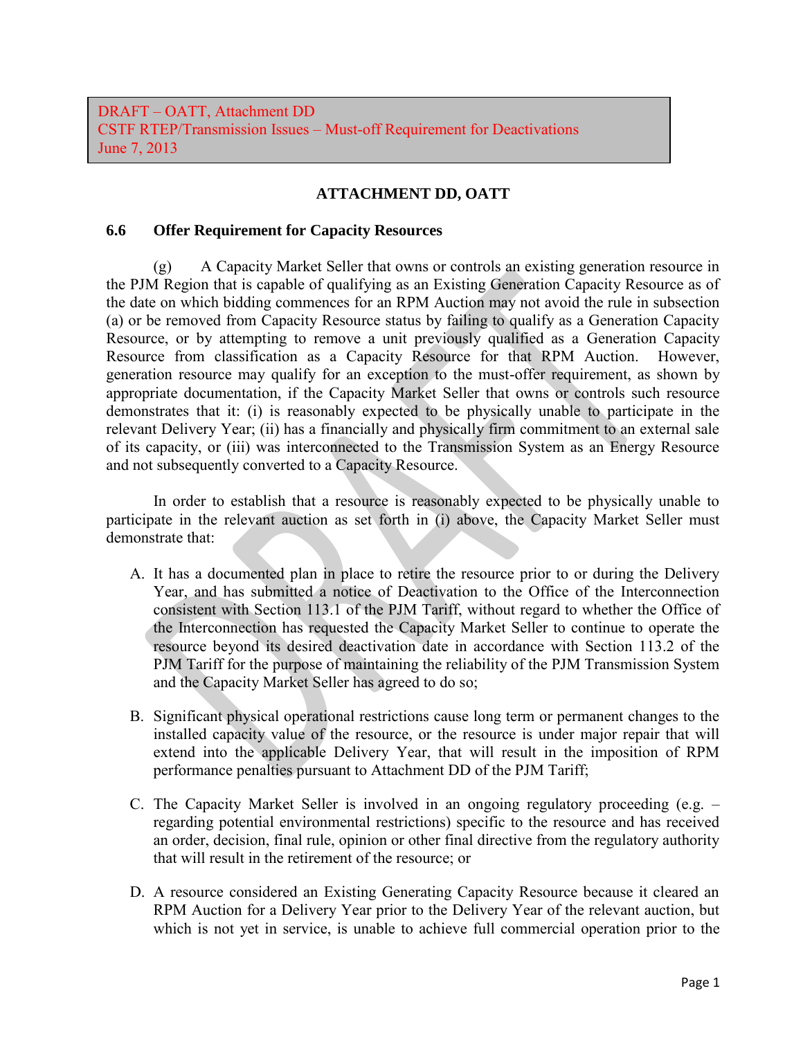DRAFT – OATT, Attachment DD
CSTF RTEP/Transmission Issues – Must-off Requirement for Deactivations
June 7, 2013

# ATTACHMENT DD, OATT

## 6.6 Offer Requirement for Capacity Resources

(g) A Capacity Market Seller that owns or controls an existing generation resource in the PJM Region that is capable of qualifying as an Existing Generation Capacity Resource as of the date on which bidding commences for an RPM Auction may not avoid the rule in subsection (a) or be removed from Capacity Resource status by failing to qualify as a Generation Capacity Resource, or by attempting to remove a unit previously qualified as a Generation Capacity Resource from classification as a Capacity Resource for that RPM Auction. However, generation resource may qualify for an exception to the must-offer requirement, as shown by appropriate documentation, if the Capacity Market Seller that owns or controls such resource demonstrates that it: (i) is reasonably expected to be physically unable to participate in the relevant Delivery Year; (ii) has a financially and physically firm commitment to an external sale of its capacity, or (iii) was interconnected to the Transmission System as an Energy Resource and not subsequently converted to a Capacity Resource.

In order to establish that a resource is reasonably expected to be physically unable to participate in the relevant auction as set forth in (i) above, the Capacity Market Seller must demonstrate that:

A. It has a documented plan in place to retire the resource prior to or during the Delivery Year, and has submitted a notice of Deactivation to the Office of the Interconnection consistent with Section 113.1 of the PJM Tariff, without regard to whether the Office of the Interconnection has requested the Capacity Market Seller to continue to operate the resource beyond its desired deactivation date in accordance with Section 113.2 of the PJM Tariff for the purpose of maintaining the reliability of the PJM Transmission System and the Capacity Market Seller has agreed to do so;

B. Significant physical operational restrictions cause long term or permanent changes to the installed capacity value of the resource, or the resource is under major repair that will extend into the applicable Delivery Year, that will result in the imposition of RPM performance penalties pursuant to Attachment DD of the PJM Tariff;

C. The Capacity Market Seller is involved in an ongoing regulatory proceeding (e.g. – regarding potential environmental restrictions) specific to the resource and has received an order, decision, final rule, opinion or other final directive from the regulatory authority that will result in the retirement of the resource; or

D. A resource considered an Existing Generating Capacity Resource because it cleared an RPM Auction for a Delivery Year prior to the Delivery Year of the relevant auction, but which is not yet in service, is unable to achieve full commercial operation prior to the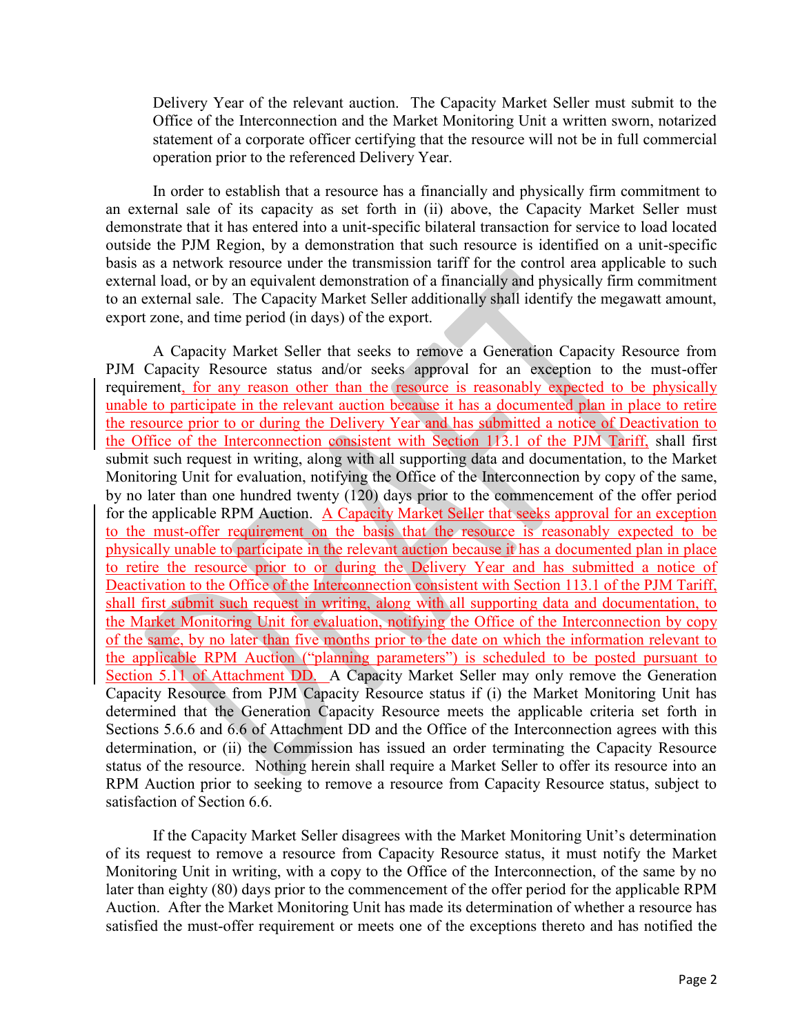Delivery Year of the relevant auction. The Capacity Market Seller must submit to the Office of the Interconnection and the Market Monitoring Unit a written sworn, notarized statement of a corporate officer certifying that the resource will not be in full commercial operation prior to the referenced Delivery Year.

In order to establish that a resource has a financially and physically firm commitment to an external sale of its capacity as set forth in (ii) above, the Capacity Market Seller must demonstrate that it has entered into a unit-specific bilateral transaction for service to load located outside the PJM Region, by a demonstration that such resource is identified on a unit-specific basis as a network resource under the transmission tariff for the control area applicable to such external load, or by an equivalent demonstration of a financially and physically firm commitment to an external sale. The Capacity Market Seller additionally shall identify the megawatt amount, export zone, and time period (in days) of the export.

A Capacity Market Seller that seeks to remove a Generation Capacity Resource from PJM Capacity Resource status and/or seeks approval for an exception to the must-offer requirement, for any reason other than the resource is reasonably expected to be physically unable to participate in the relevant auction because it has a documented plan in place to retire the resource prior to or during the Delivery Year and has submitted a notice of Deactivation to the Office of the Interconnection consistent with Section 113.1 of the PJM Tariff, shall first submit such request in writing, along with all supporting data and documentation, to the Market Monitoring Unit for evaluation, notifying the Office of the Interconnection by copy of the same, by no later than one hundred twenty (120) days prior to the commencement of the offer period for the applicable RPM Auction. A Capacity Market Seller that seeks approval for an exception to the must-offer requirement on the basis that the resource is reasonably expected to be physically unable to participate in the relevant auction because it has a documented plan in place to retire the resource prior to or during the Delivery Year and has submitted a notice of Deactivation to the Office of the Interconnection consistent with Section 113.1 of the PJM Tariff, shall first submit such request in writing, along with all supporting data and documentation, to the Market Monitoring Unit for evaluation, notifying the Office of the Interconnection by copy of the same, by no later than five months prior to the date on which the information relevant to the applicable RPM Auction ("planning parameters") is scheduled to be posted pursuant to Section 5.11 of Attachment DD. A Capacity Market Seller may only remove the Generation Capacity Resource from PJM Capacity Resource status if (i) the Market Monitoring Unit has determined that the Generation Capacity Resource meets the applicable criteria set forth in Sections 5.6.6 and 6.6 of Attachment DD and the Office of the Interconnection agrees with this determination, or (ii) the Commission has issued an order terminating the Capacity Resource status of the resource. Nothing herein shall require a Market Seller to offer its resource into an RPM Auction prior to seeking to remove a resource from Capacity Resource status, subject to satisfaction of Section 6.6.

If the Capacity Market Seller disagrees with the Market Monitoring Unit's determination of its request to remove a resource from Capacity Resource status, it must notify the Market Monitoring Unit in writing, with a copy to the Office of the Interconnection, of the same by no later than eighty (80) days prior to the commencement of the offer period for the applicable RPM Auction. After the Market Monitoring Unit has made its determination of whether a resource has satisfied the must-offer requirement or meets one of the exceptions thereto and has notified the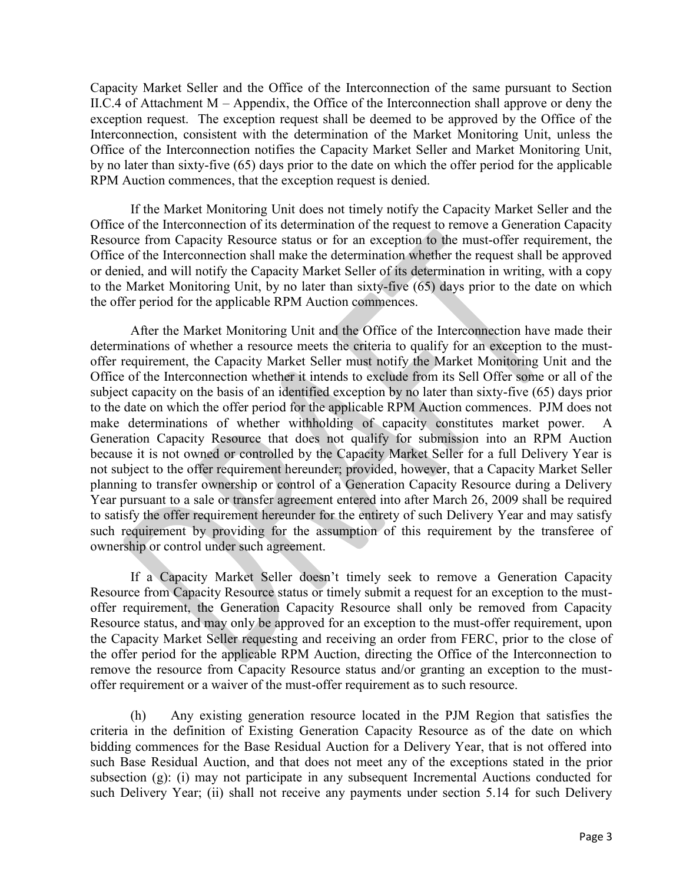Capacity Market Seller and the Office of the Interconnection of the same pursuant to Section II.C.4 of Attachment M – Appendix, the Office of the Interconnection shall approve or deny the exception request. The exception request shall be deemed to be approved by the Office of the Interconnection, consistent with the determination of the Market Monitoring Unit, unless the Office of the Interconnection notifies the Capacity Market Seller and Market Monitoring Unit, by no later than sixty-five (65) days prior to the date on which the offer period for the applicable RPM Auction commences, that the exception request is denied.

If the Market Monitoring Unit does not timely notify the Capacity Market Seller and the Office of the Interconnection of its determination of the request to remove a Generation Capacity Resource from Capacity Resource status or for an exception to the must-offer requirement, the Office of the Interconnection shall make the determination whether the request shall be approved or denied, and will notify the Capacity Market Seller of its determination in writing, with a copy to the Market Monitoring Unit, by no later than sixty-five (65) days prior to the date on which the offer period for the applicable RPM Auction commences.

After the Market Monitoring Unit and the Office of the Interconnection have made their determinations of whether a resource meets the criteria to qualify for an exception to the must-offer requirement, the Capacity Market Seller must notify the Market Monitoring Unit and the Office of the Interconnection whether it intends to exclude from its Sell Offer some or all of the subject capacity on the basis of an identified exception by no later than sixty-five (65) days prior to the date on which the offer period for the applicable RPM Auction commences. PJM does not make determinations of whether withholding of capacity constitutes market power. A Generation Capacity Resource that does not qualify for submission into an RPM Auction because it is not owned or controlled by the Capacity Market Seller for a full Delivery Year is not subject to the offer requirement hereunder; provided, however, that a Capacity Market Seller planning to transfer ownership or control of a Generation Capacity Resource during a Delivery Year pursuant to a sale or transfer agreement entered into after March 26, 2009 shall be required to satisfy the offer requirement hereunder for the entirety of such Delivery Year and may satisfy such requirement by providing for the assumption of this requirement by the transferee of ownership or control under such agreement.

If a Capacity Market Seller doesn't timely seek to remove a Generation Capacity Resource from Capacity Resource status or timely submit a request for an exception to the must-offer requirement, the Generation Capacity Resource shall only be removed from Capacity Resource status, and may only be approved for an exception to the must-offer requirement, upon the Capacity Market Seller requesting and receiving an order from FERC, prior to the close of the offer period for the applicable RPM Auction, directing the Office of the Interconnection to remove the resource from Capacity Resource status and/or granting an exception to the must-offer requirement or a waiver of the must-offer requirement as to such resource.

(h) Any existing generation resource located in the PJM Region that satisfies the criteria in the definition of Existing Generation Capacity Resource as of the date on which bidding commences for the Base Residual Auction for a Delivery Year, that is not offered into such Base Residual Auction, and that does not meet any of the exceptions stated in the prior subsection (g): (i) may not participate in any subsequent Incremental Auctions conducted for such Delivery Year; (ii) shall not receive any payments under section 5.14 for such Delivery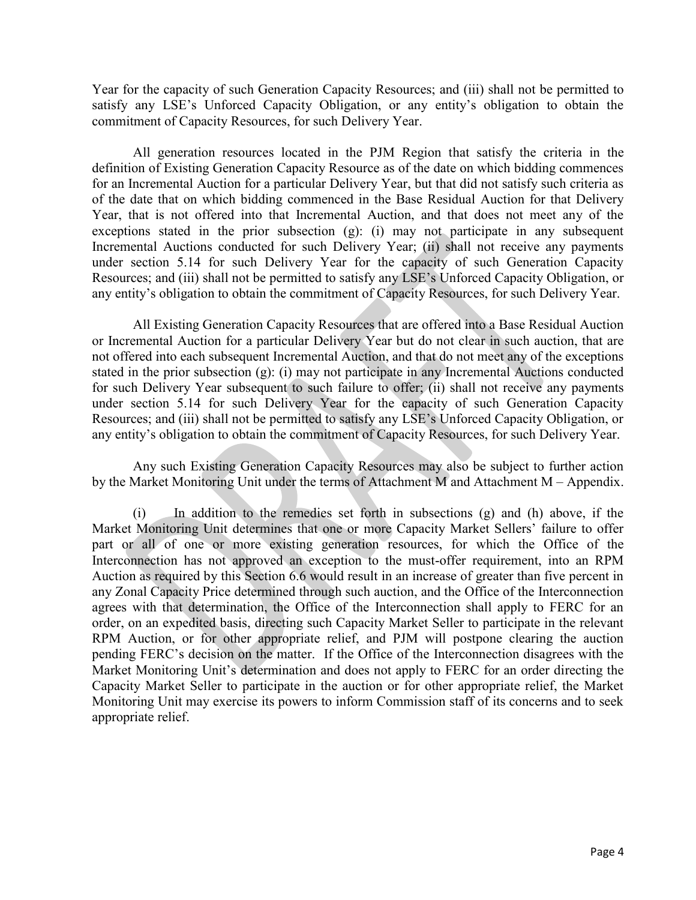Year for the capacity of such Generation Capacity Resources; and (iii) shall not be permitted to satisfy any LSE's Unforced Capacity Obligation, or any entity's obligation to obtain the commitment of Capacity Resources, for such Delivery Year.

All generation resources located in the PJM Region that satisfy the criteria in the definition of Existing Generation Capacity Resource as of the date on which bidding commences for an Incremental Auction for a particular Delivery Year, but that did not satisfy such criteria as of the date that on which bidding commenced in the Base Residual Auction for that Delivery Year, that is not offered into that Incremental Auction, and that does not meet any of the exceptions stated in the prior subsection (g): (i) may not participate in any subsequent Incremental Auctions conducted for such Delivery Year; (ii) shall not receive any payments under section 5.14 for such Delivery Year for the capacity of such Generation Capacity Resources; and (iii) shall not be permitted to satisfy any LSE's Unforced Capacity Obligation, or any entity's obligation to obtain the commitment of Capacity Resources, for such Delivery Year.

All Existing Generation Capacity Resources that are offered into a Base Residual Auction or Incremental Auction for a particular Delivery Year but do not clear in such auction, that are not offered into each subsequent Incremental Auction, and that do not meet any of the exceptions stated in the prior subsection (g): (i) may not participate in any Incremental Auctions conducted for such Delivery Year subsequent to such failure to offer; (ii) shall not receive any payments under section 5.14 for such Delivery Year for the capacity of such Generation Capacity Resources; and (iii) shall not be permitted to satisfy any LSE's Unforced Capacity Obligation, or any entity's obligation to obtain the commitment of Capacity Resources, for such Delivery Year.

Any such Existing Generation Capacity Resources may also be subject to further action by the Market Monitoring Unit under the terms of Attachment M and Attachment M – Appendix.

(i) In addition to the remedies set forth in subsections (g) and (h) above, if the Market Monitoring Unit determines that one or more Capacity Market Sellers' failure to offer part or all of one or more existing generation resources, for which the Office of the Interconnection has not approved an exception to the must-offer requirement, into an RPM Auction as required by this Section 6.6 would result in an increase of greater than five percent in any Zonal Capacity Price determined through such auction, and the Office of the Interconnection agrees with that determination, the Office of the Interconnection shall apply to FERC for an order, on an expedited basis, directing such Capacity Market Seller to participate in the relevant RPM Auction, or for other appropriate relief, and PJM will postpone clearing the auction pending FERC's decision on the matter. If the Office of the Interconnection disagrees with the Market Monitoring Unit's determination and does not apply to FERC for an order directing the Capacity Market Seller to participate in the auction or for other appropriate relief, the Market Monitoring Unit may exercise its powers to inform Commission staff of its concerns and to seek appropriate relief.